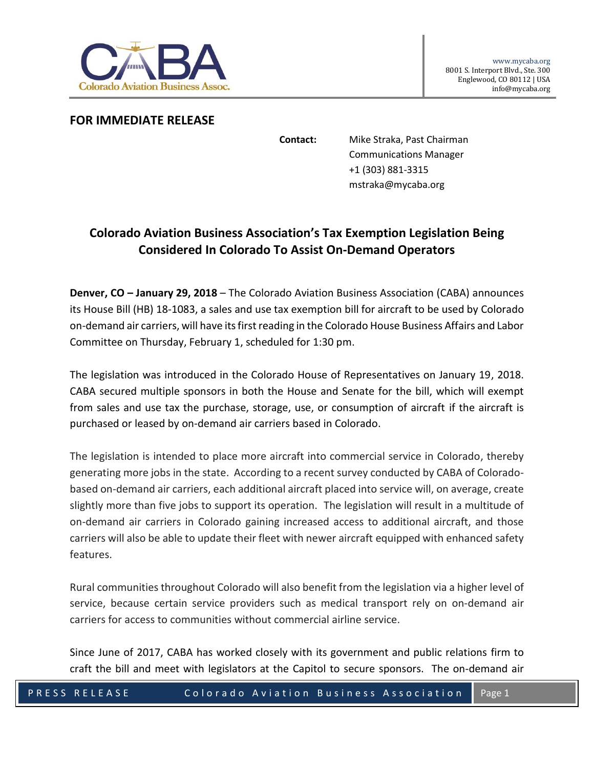www.mycaba.org
8001 S. Interport Blvd., Ste. 300
Englewood, CO 80112 | USA
info@mycaba.org

**FOR IMMEDIATE RELEASE**

**Contact:** Mike Straka, Past Chairman
Communications Manager
+1 (303) 881-3315
mstraka@mycaba.org

## Colorado Aviation Business Association's Tax Exemption Legislation Being Considered In Colorado To Assist On-Demand Operators

**Denver, CO – January 29, 2018** – The Colorado Aviation Business Association (CABA) announces its House Bill (HB) 18-1083, a sales and use tax exemption bill for aircraft to be used by Colorado on-demand air carriers, will have its first reading in the Colorado House Business Affairs and Labor Committee on Thursday, February 1, scheduled for 1:30 pm.

The legislation was introduced in the Colorado House of Representatives on January 19, 2018. CABA secured multiple sponsors in both the House and Senate for the bill, which will exempt from sales and use tax the purchase, storage, use, or consumption of aircraft if the aircraft is purchased or leased by on-demand air carriers based in Colorado.

The legislation is intended to place more aircraft into commercial service in Colorado, thereby generating more jobs in the state. According to a recent survey conducted by CABA of Colorado-based on-demand air carriers, each additional aircraft placed into service will, on average, create slightly more than five jobs to support its operation. The legislation will result in a multitude of on-demand air carriers in Colorado gaining increased access to additional aircraft, and those carriers will also be able to update their fleet with newer aircraft equipped with enhanced safety features.

Rural communities throughout Colorado will also benefit from the legislation via a higher level of service, because certain service providers such as medical transport rely on on-demand air carriers for access to communities without commercial airline service.

Since June of 2017, CABA has worked closely with its government and public relations firm to craft the bill and meet with legislators at the Capitol to secure sponsors. The on-demand air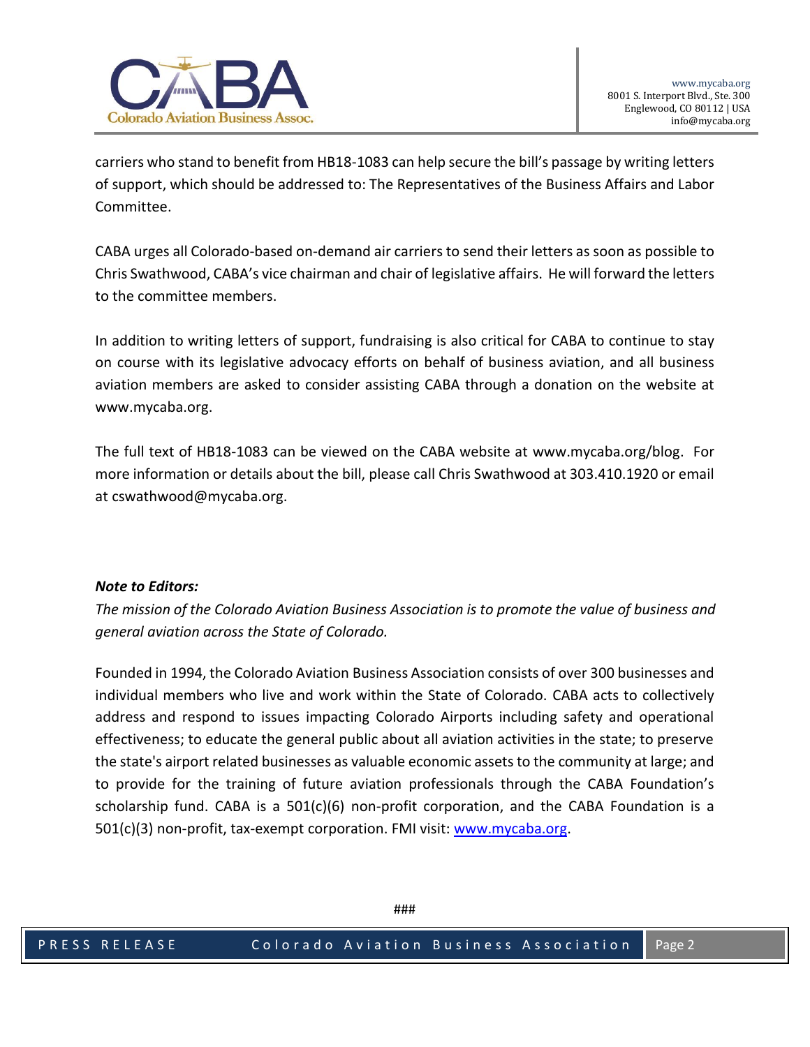carriers who stand to benefit from HB18-1083 can help secure the bill's passage by writing letters of support, which should be addressed to: The Representatives of the Business Affairs and Labor Committee.

CABA urges all Colorado-based on-demand air carriers to send their letters as soon as possible to Chris Swathwood, CABA's vice chairman and chair of legislative affairs. He will forward the letters to the committee members.

In addition to writing letters of support, fundraising is also critical for CABA to continue to stay on course with its legislative advocacy efforts on behalf of business aviation, and all business aviation members are asked to consider assisting CABA through a donation on the website at www.mycaba.org.

The full text of HB18-1083 can be viewed on the CABA website at www.mycaba.org/blog. For more information or details about the bill, please call Chris Swathwood at 303.410.1920 or email at cswathwood@mycaba.org.

***Note to Editors:***

*The mission of the Colorado Aviation Business Association is to promote the value of business and general aviation across the State of Colorado.*

Founded in 1994, the Colorado Aviation Business Association consists of over 300 businesses and individual members who live and work within the State of Colorado. CABA acts to collectively address and respond to issues impacting Colorado Airports including safety and operational effectiveness; to educate the general public about all aviation activities in the state; to preserve the state's airport related businesses as valuable economic assets to the community at large; and to provide for the training of future aviation professionals through the CABA Foundation's scholarship fund. CABA is a 501(c)(6) non-profit corporation, and the CABA Foundation is a 501(c)(3) non-profit, tax-exempt corporation. FMI visit: [www.mycaba.org](http://www.mycaba.org).

###